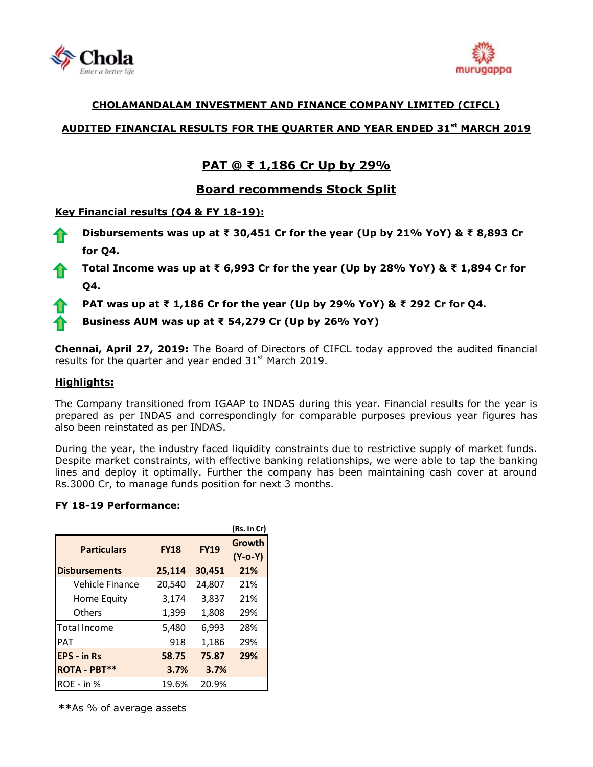**CHOLAMANDALAM INVESTMENT AND FINANCE COMPANY LIMITED (CIFCL)**

**AUDITED FINANCIAL RESULTS FOR THE QUARTER AND YEAR ENDED 31st MARCH 2019**

# PAT @ ₹ 1,186 Cr Up by 29%

# Board recommends Stock Split

**Key Financial results (Q4 & FY 18-19):**

- **Disbursements was up at ₹ 30,451 Cr for the year (Up by 21% YoY) & ₹ 8,893 Cr for Q4.**
- **Total Income was up at ₹ 6,993 Cr for the year (Up by 28% YoY) & ₹ 1,894 Cr for Q4.**
- **PAT was up at ₹ 1,186 Cr for the year (Up by 29% YoY) & ₹ 292 Cr for Q4.**
- **Business AUM was up at ₹ 54,279 Cr (Up by 26% YoY)**

**Chennai, April 27, 2019:** The Board of Directors of CIFCL today approved the audited financial results for the quarter and year ended 31st March 2019.

**Highlights:**

The Company transitioned from IGAAP to INDAS during this year. Financial results for the year is prepared as per INDAS and correspondingly for comparable purposes previous year figures has also been reinstated as per INDAS.

During the year, the industry faced liquidity constraints due to restrictive supply of market funds. Despite market constraints, with effective banking relationships, we were able to tap the banking lines and deploy it optimally. Further the company has been maintaining cash cover at around Rs.3000 Cr, to manage funds position for next 3 months.

**FY 18-19 Performance:**

(Rs. In Cr)

| Particulars | FY18 | FY19 | Growth (Y-o-Y) |
|---|---|---|---|
| **Disbursements** | **25,114** | **30,451** | **21%** |
| Vehicle Finance | 20,540 | 24,807 | 21% |
| Home Equity | 3,174 | 3,837 | 21% |
| Others | 1,399 | 1,808 | 29% |
| Total Income | 5,480 | 6,993 | 28% |
| PAT | 918 | 1,186 | 29% |
| **EPS - in Rs** | **58.75** | **75.87** | **29%** |
| **ROTA - PBT\*\*** | **3.7%** | **3.7%** | |
| ROE - in % | 19.6% | 20.9% | |

**As % of average assets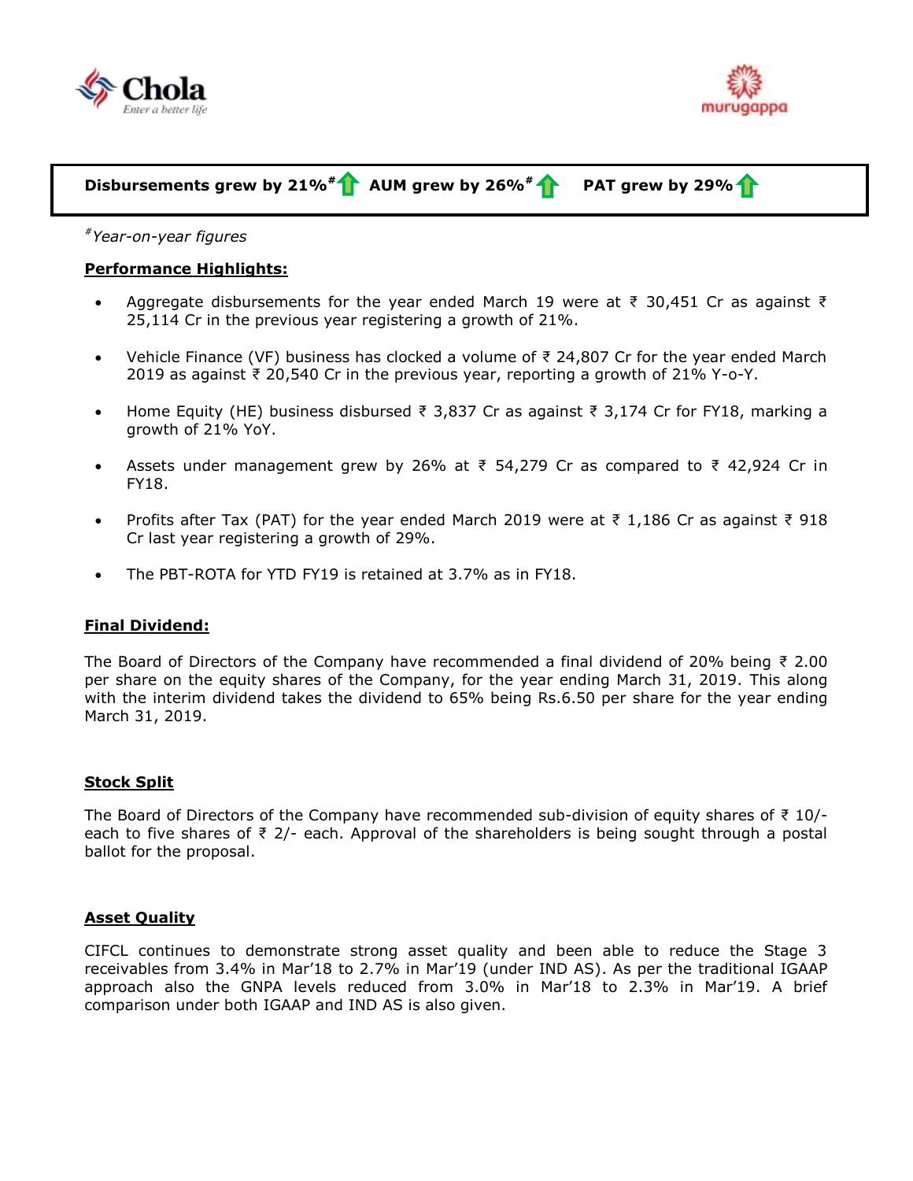**Disbursements grew by 21%[#]** **AUM grew by 26%[#]** **PAT grew by 29%**

[#]*Year-on-year figures*

**Performance Highlights:**

- Aggregate disbursements for the year ended March 19 were at ₹ 30,451 Cr as against ₹ 25,114 Cr in the previous year registering a growth of 21%.
- Vehicle Finance (VF) business has clocked a volume of ₹ 24,807 Cr for the year ended March 2019 as against ₹ 20,540 Cr in the previous year, reporting a growth of 21% Y-o-Y.
- Home Equity (HE) business disbursed ₹ 3,837 Cr as against ₹ 3,174 Cr for FY18, marking a growth of 21% YoY.
- Assets under management grew by 26% at ₹ 54,279 Cr as compared to ₹ 42,924 Cr in FY18.
- Profits after Tax (PAT) for the year ended March 2019 were at ₹ 1,186 Cr as against ₹ 918 Cr last year registering a growth of 29%.
- The PBT-ROTA for YTD FY19 is retained at 3.7% as in FY18.

**Final Dividend:**

The Board of Directors of the Company have recommended a final dividend of 20% being ₹ 2.00 per share on the equity shares of the Company, for the year ending March 31, 2019. This along with the interim dividend takes the dividend to 65% being Rs.6.50 per share for the year ending March 31, 2019.

**Stock Split**

The Board of Directors of the Company have recommended sub-division of equity shares of ₹ 10/- each to five shares of ₹ 2/- each. Approval of the shareholders is being sought through a postal ballot for the proposal.

**Asset Quality**

CIFCL continues to demonstrate strong asset quality and been able to reduce the Stage 3 receivables from 3.4% in Mar'18 to 2.7% in Mar'19 (under IND AS). As per the traditional IGAAP approach also the GNPA levels reduced from 3.0% in Mar'18 to 2.3% in Mar'19. A brief comparison under both IGAAP and IND AS is also given.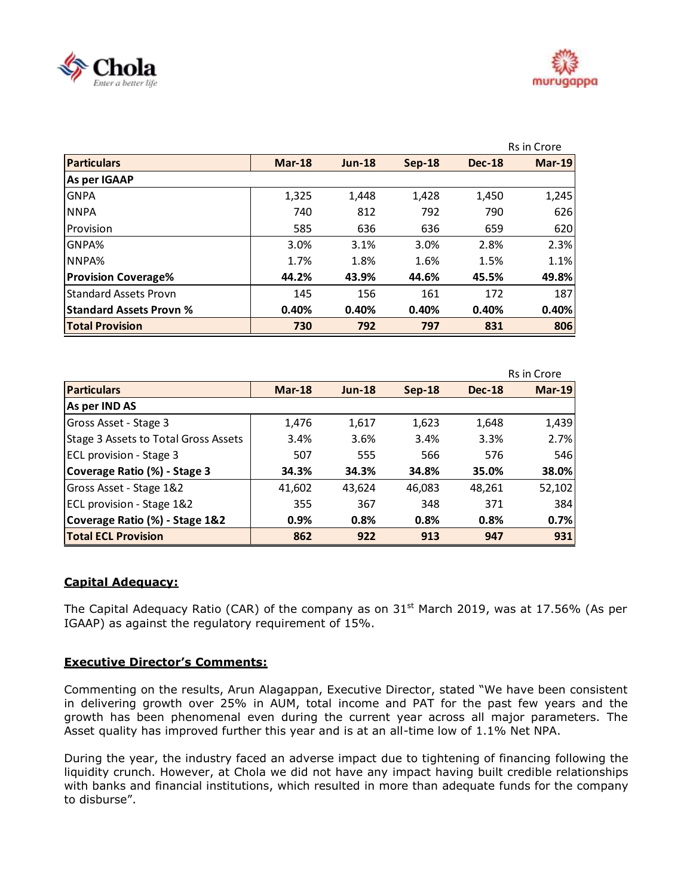Rs in Crore

| Particulars | Mar-18 | Jun-18 | Sep-18 | Dec-18 | Mar-19 |
|---|---|---|---|---|---|
| **As per IGAAP** | | | | | |
| GNPA | 1,325 | 1,448 | 1,428 | 1,450 | 1,245 |
| NNPA | 740 | 812 | 792 | 790 | 626 |
| Provision | 585 | 636 | 636 | 659 | 620 |
| GNPA% | 3.0% | 3.1% | 3.0% | 2.8% | 2.3% |
| NNPA% | 1.7% | 1.8% | 1.6% | 1.5% | 1.1% |
| **Provision Coverage%** | **44.2%** | **43.9%** | **44.6%** | **45.5%** | **49.8%** |
| Standard Assets Provn | 145 | 156 | 161 | 172 | 187 |
| **Standard Assets Provn %** | **0.40%** | **0.40%** | **0.40%** | **0.40%** | **0.40%** |
| **Total Provision** | **730** | **792** | **797** | **831** | **806** |

Rs in Crore

| Particulars | Mar-18 | Jun-18 | Sep-18 | Dec-18 | Mar-19 |
|---|---|---|---|---|---|
| **As per IND AS** | | | | | |
| Gross Asset - Stage 3 | 1,476 | 1,617 | 1,623 | 1,648 | 1,439 |
| Stage 3 Assets to Total Gross Assets | 3.4% | 3.6% | 3.4% | 3.3% | 2.7% |
| ECL provision - Stage 3 | 507 | 555 | 566 | 576 | 546 |
| **Coverage Ratio (%) - Stage 3** | **34.3%** | **34.3%** | **34.8%** | **35.0%** | **38.0%** |
| Gross Asset - Stage 1&2 | 41,602 | 43,624 | 46,083 | 48,261 | 52,102 |
| ECL provision - Stage 1&2 | 355 | 367 | 348 | 371 | 384 |
| **Coverage Ratio (%) - Stage 1&2** | **0.9%** | **0.8%** | **0.8%** | **0.8%** | **0.7%** |
| **Total ECL Provision** | **862** | **922** | **913** | **947** | **931** |

## Capital Adequacy:

The Capital Adequacy Ratio (CAR) of the company as on 31st March 2019, was at 17.56% (As per IGAAP) as against the regulatory requirement of 15%.

## Executive Director's Comments:

Commenting on the results, Arun Alagappan, Executive Director, stated "We have been consistent in delivering growth over 25% in AUM, total income and PAT for the past few years and the growth has been phenomenal even during the current year across all major parameters. The Asset quality has improved further this year and is at an all-time low of 1.1% Net NPA.

During the year, the industry faced an adverse impact due to tightening of financing following the liquidity crunch. However, at Chola we did not have any impact having built credible relationships with banks and financial institutions, which resulted in more than adequate funds for the company to disburse".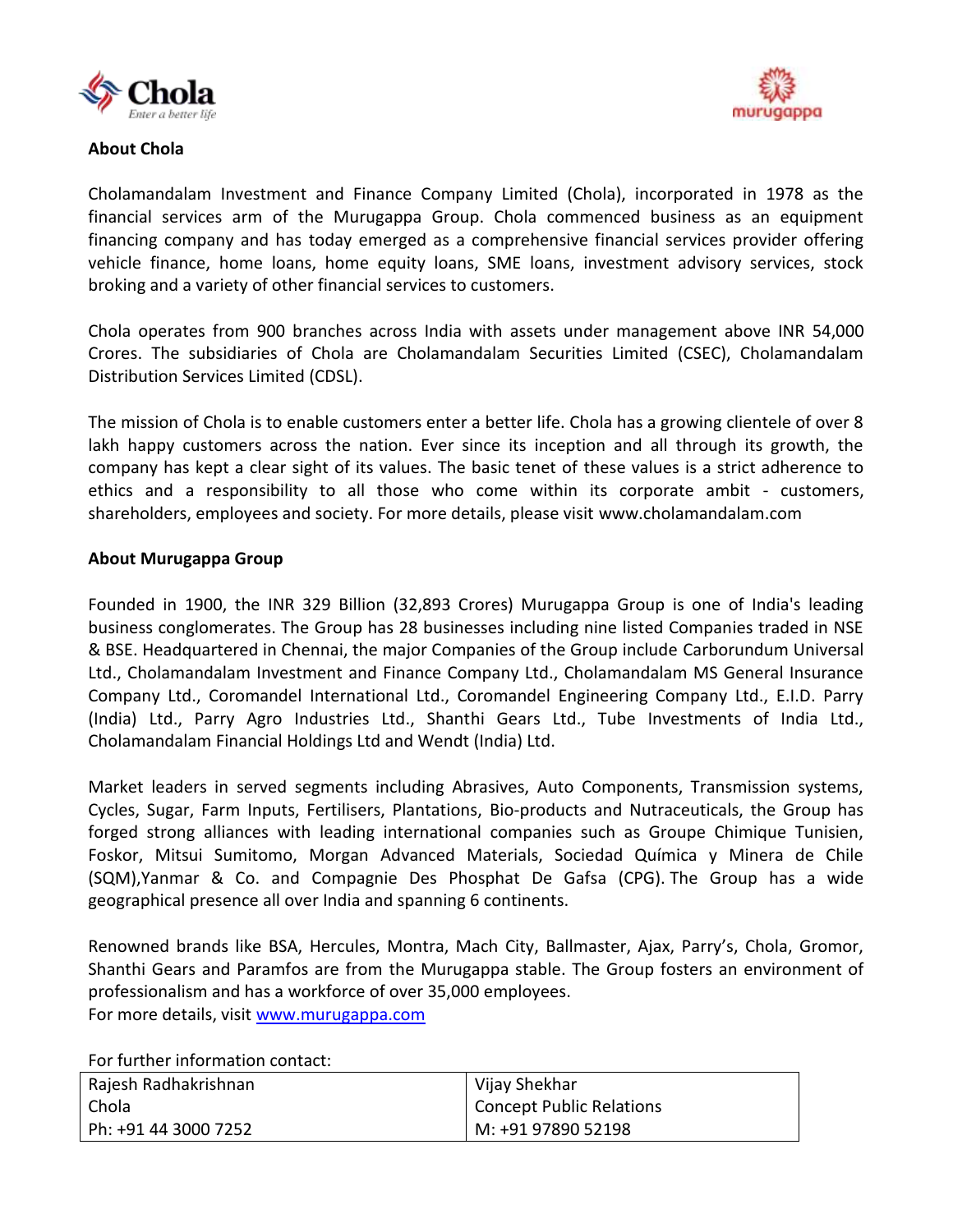**About Chola**

Cholamandalam Investment and Finance Company Limited (Chola), incorporated in 1978 as the financial services arm of the Murugappa Group. Chola commenced business as an equipment financing company and has today emerged as a comprehensive financial services provider offering vehicle finance, home loans, home equity loans, SME loans, investment advisory services, stock broking and a variety of other financial services to customers.

Chola operates from 900 branches across India with assets under management above INR 54,000 Crores. The subsidiaries of Chola are Cholamandalam Securities Limited (CSEC), Cholamandalam Distribution Services Limited (CDSL).

The mission of Chola is to enable customers enter a better life. Chola has a growing clientele of over 8 lakh happy customers across the nation. Ever since its inception and all through its growth, the company has kept a clear sight of its values. The basic tenet of these values is a strict adherence to ethics and a responsibility to all those who come within its corporate ambit - customers, shareholders, employees and society. For more details, please visit www.cholamandalam.com

**About Murugappa Group**

Founded in 1900, the INR 329 Billion (32,893 Crores) Murugappa Group is one of India's leading business conglomerates. The Group has 28 businesses including nine listed Companies traded in NSE & BSE. Headquartered in Chennai, the major Companies of the Group include Carborundum Universal Ltd., Cholamandalam Investment and Finance Company Ltd., Cholamandalam MS General Insurance Company Ltd., Coromandel International Ltd., Coromandel Engineering Company Ltd., E.I.D. Parry (India) Ltd., Parry Agro Industries Ltd., Shanthi Gears Ltd., Tube Investments of India Ltd., Cholamandalam Financial Holdings Ltd and Wendt (India) Ltd.

Market leaders in served segments including Abrasives, Auto Components, Transmission systems, Cycles, Sugar, Farm Inputs, Fertilisers, Plantations, Bio-products and Nutraceuticals, the Group has forged strong alliances with leading international companies such as Groupe Chimique Tunisien, Foskor, Mitsui Sumitomo, Morgan Advanced Materials, Sociedad Química y Minera de Chile (SQM),Yanmar & Co. and Compagnie Des Phosphat De Gafsa (CPG). The Group has a wide geographical presence all over India and spanning 6 continents.

Renowned brands like BSA, Hercules, Montra, Mach City, Ballmaster, Ajax, Parry's, Chola, Gromor, Shanthi Gears and Paramfos are from the Murugappa stable. The Group fosters an environment of professionalism and has a workforce of over 35,000 employees.
For more details, visit www.murugappa.com

For further information contact:

| | |
|---|---|
| Rajesh Radhakrishnan<br>Chola<br>Ph: +91 44 3000 7252 | Vijay Shekhar<br>Concept Public Relations<br>M: +91 97890 52198 |